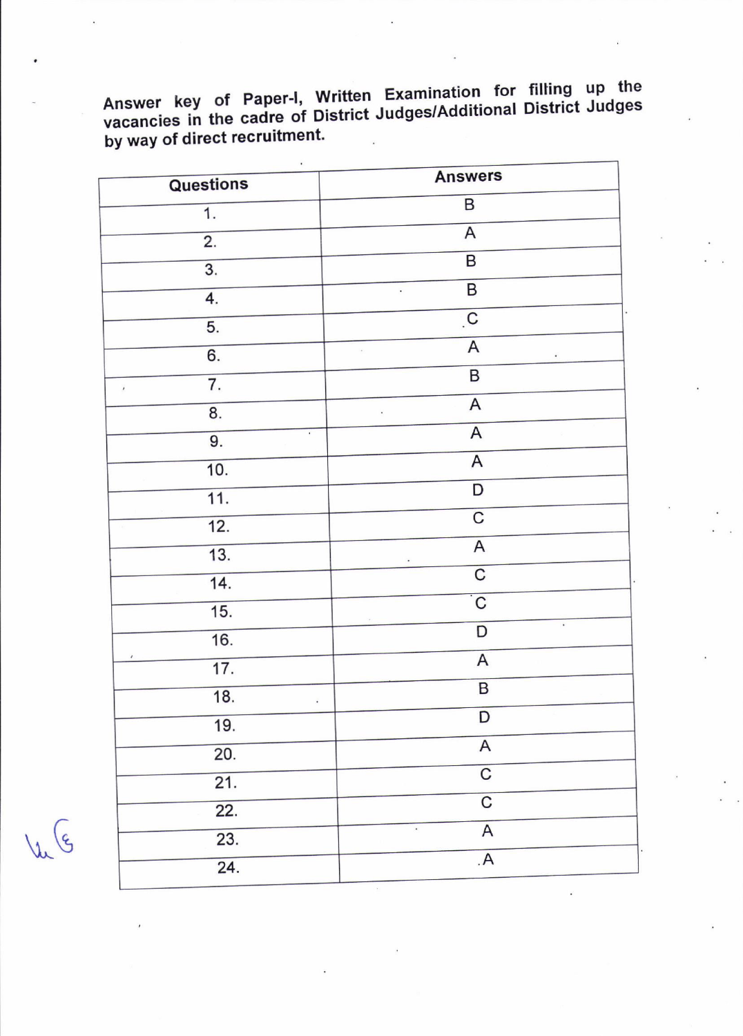Answer key of Paper-I, Written Examination for filling up the vacancies in the cadre of District Judges/Additional District Judges by way of direct recruitment.

| Questions | Answers |
|---|---|
| 1. | B |
| 2. | A |
| 3. | B |
| 4. | B |
| 5. | C |
| 6. | A |
| 7. | B |
| 8. | A |
| 9. | A |
| 10. | A |
| 11. | D |
| 12. | C |
| 13. | A |
| 14. | C |
| 15. | C |
| 16. | D |
| 17. | A |
| 18. | B |
| 19. | D |
| 20. | A |
| 21. | C |
| 22. | C |
| 23. | A |
| 24. | A |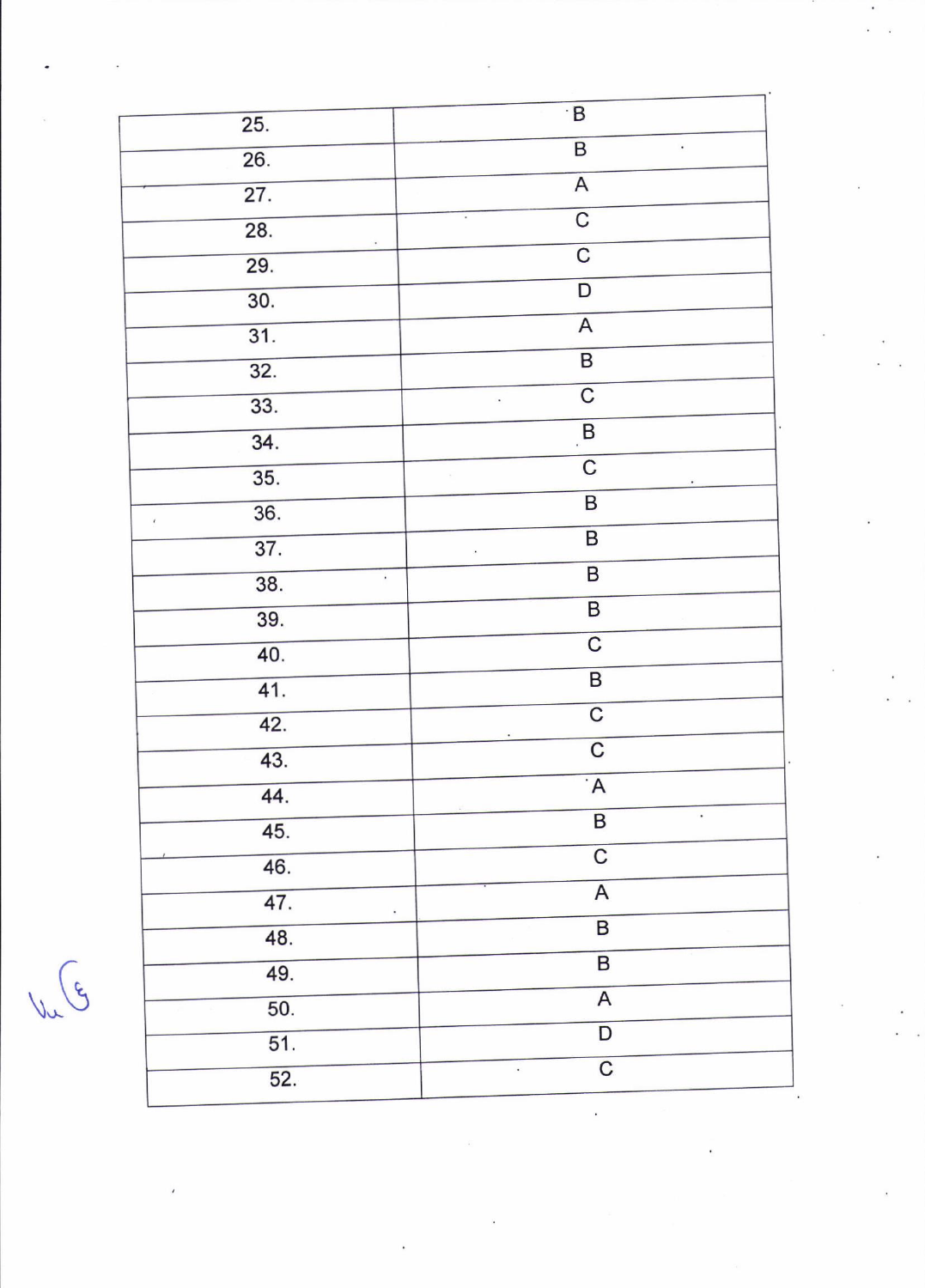| | |
|---|---|
| 25. | B |
| 26. | B |
| 27. | A |
| 28. | C |
| 29. | C |
| 30. | D |
| 31. | A |
| 32. | B |
| 33. | C |
| 34. | B |
| 35. | C |
| 36. | B |
| 37. | B |
| 38. | B |
| 39. | B |
| 40. | C |
| 41. | B |
| 42. | C |
| 43. | C |
| 44. | A |
| 45. | B |
| 46. | C |
| 47. | A |
| 48. | B |
| 49. | B |
| 50. | A |
| 51. | D |
| 52. | C |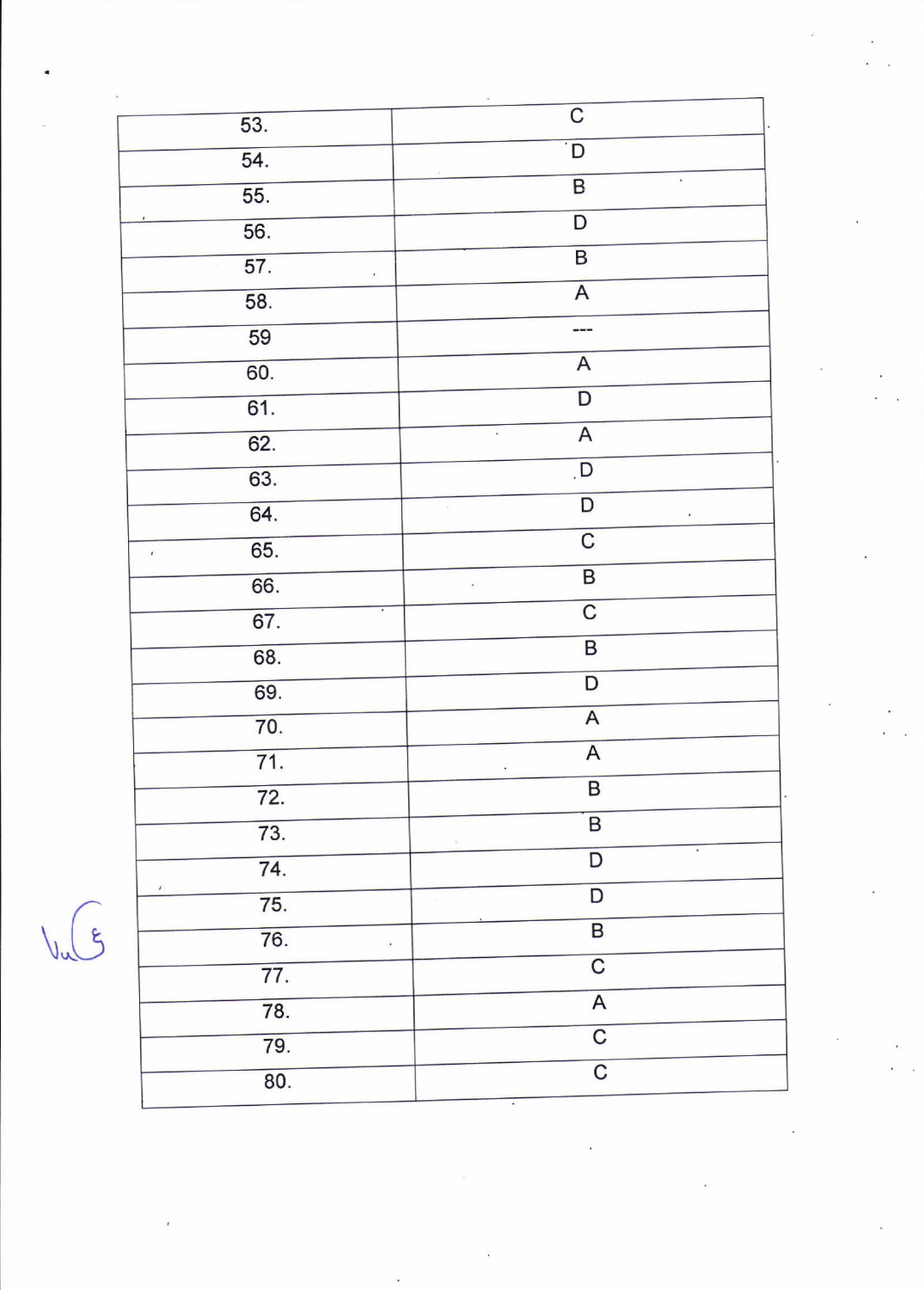| | |
|---|---|
| 53. | C |
| 54. | D |
| 55. | B |
| 56. | D |
| 57. | B |
| 58. | A |
| 59 | --- |
| 60. | A |
| 61. | D |
| 62. | A |
| 63. | D |
| 64. | D |
| 65. | C |
| 66. | B |
| 67. | C |
| 68. | B |
| 69. | D |
| 70. | A |
| 71. | A |
| 72. | B |
| 73. | B |
| 74. | D |
| 75. | D |
| 76. | B |
| 77. | C |
| 78. | A |
| 79. | C |
| 80. | C |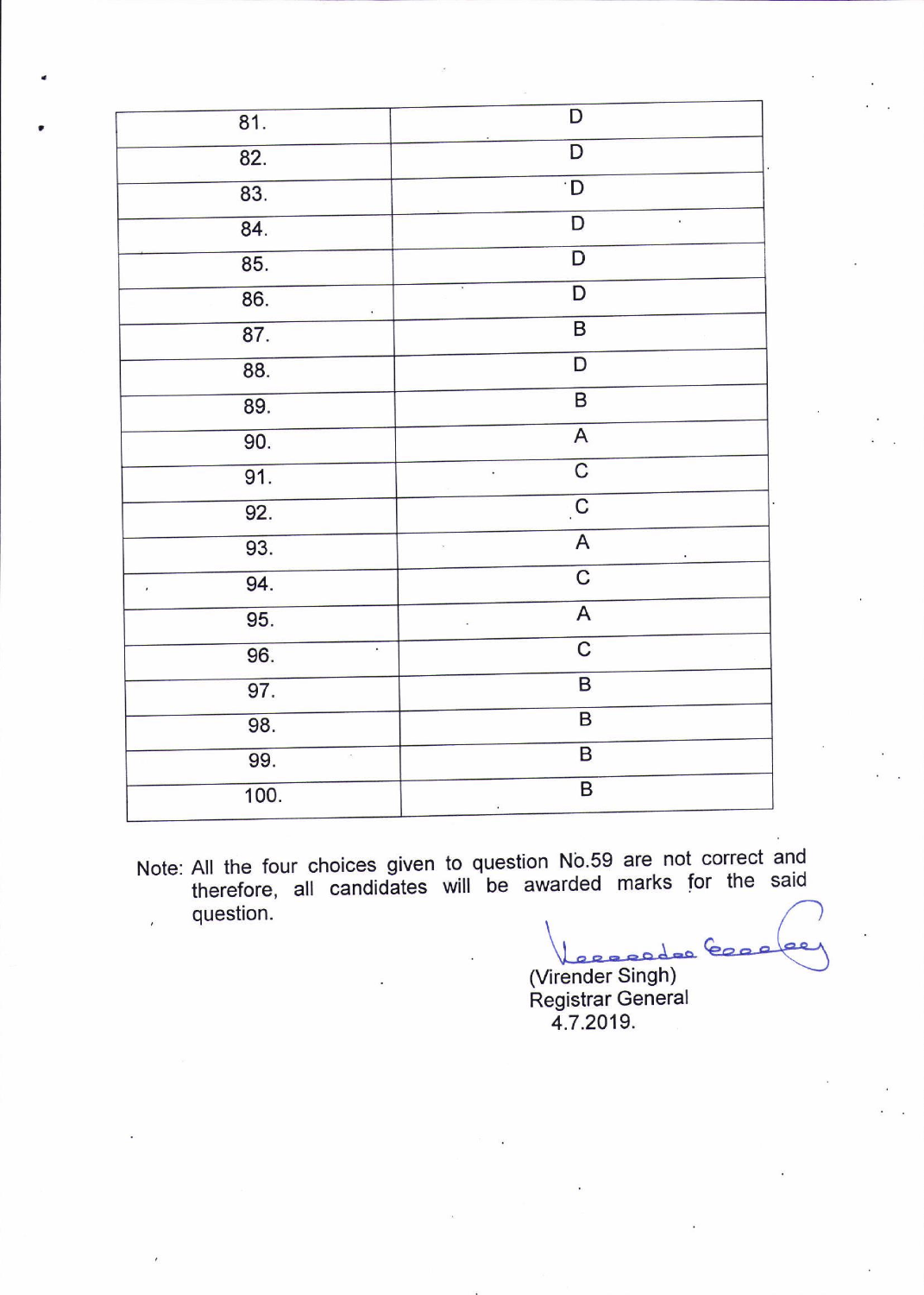| | |
|---|---|
| 81. | D |
| 82. | D |
| 83. | D |
| 84. | D |
| 85. | D |
| 86. | D |
| 87. | B |
| 88. | D |
| 89. | B |
| 90. | A |
| 91. | C |
| 92. | C |
| 93. | A |
| 94. | C |
| 95. | A |
| 96. | C |
| 97. | B |
| 98. | B |
| 99. | B |
| 100. | B |

Note: All the four choices given to question No.59 are not correct and therefore, all candidates will be awarded marks for the said question.

(Virender Singh)
Registrar General
4.7.2019.